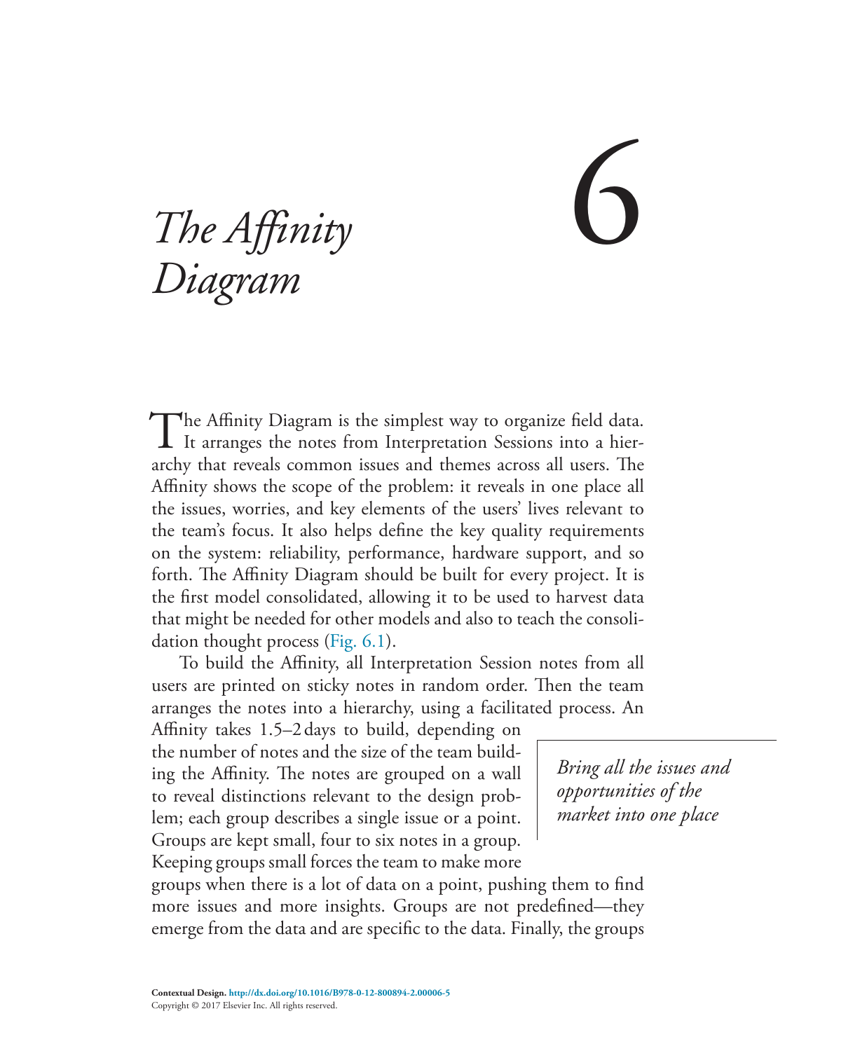# 6 The Affinity Diagram

The Affinity Diagram is the simplest way to organize field data. It arranges the notes from Interpretation Sessions into a hierarchy that reveals common issues and themes across all users. The Affinity shows the scope of the problem: it reveals in one place all the issues, worries, and key elements of the users' lives relevant to the team's focus. It also helps define the key quality requirements on the system: reliability, performance, hardware support, and so forth. The Affinity Diagram should be built for every project. It is the first model consolidated, allowing it to be used to harvest data that might be needed for other models and also to teach the consolidation thought process (Fig. 6.1).

To build the Affinity, all Interpretation Session notes from all users are printed on sticky notes in random order. Then the team arranges the notes into a hierarchy, using a facilitated process. An Affinity takes 1.5–2 days to build, depending on the number of notes and the size of the team building the Affinity. The notes are grouped on a wall to reveal distinctions relevant to the design problem; each group describes a single issue or a point. Groups are kept small, four to six notes in a group. Keeping groups small forces the team to make more groups when there is a lot of data on a point, pushing them to find more issues and more insights. Groups are not predefined—they emerge from the data and are specific to the data. Finally, the groups

*Bring all the issues and opportunities of the market into one place*

**Contextual Design.** http://dx.doi.org/10.1016/B978-0-12-800894-2.00006-5
Copyright © 2017 Elsevier Inc. All rights reserved.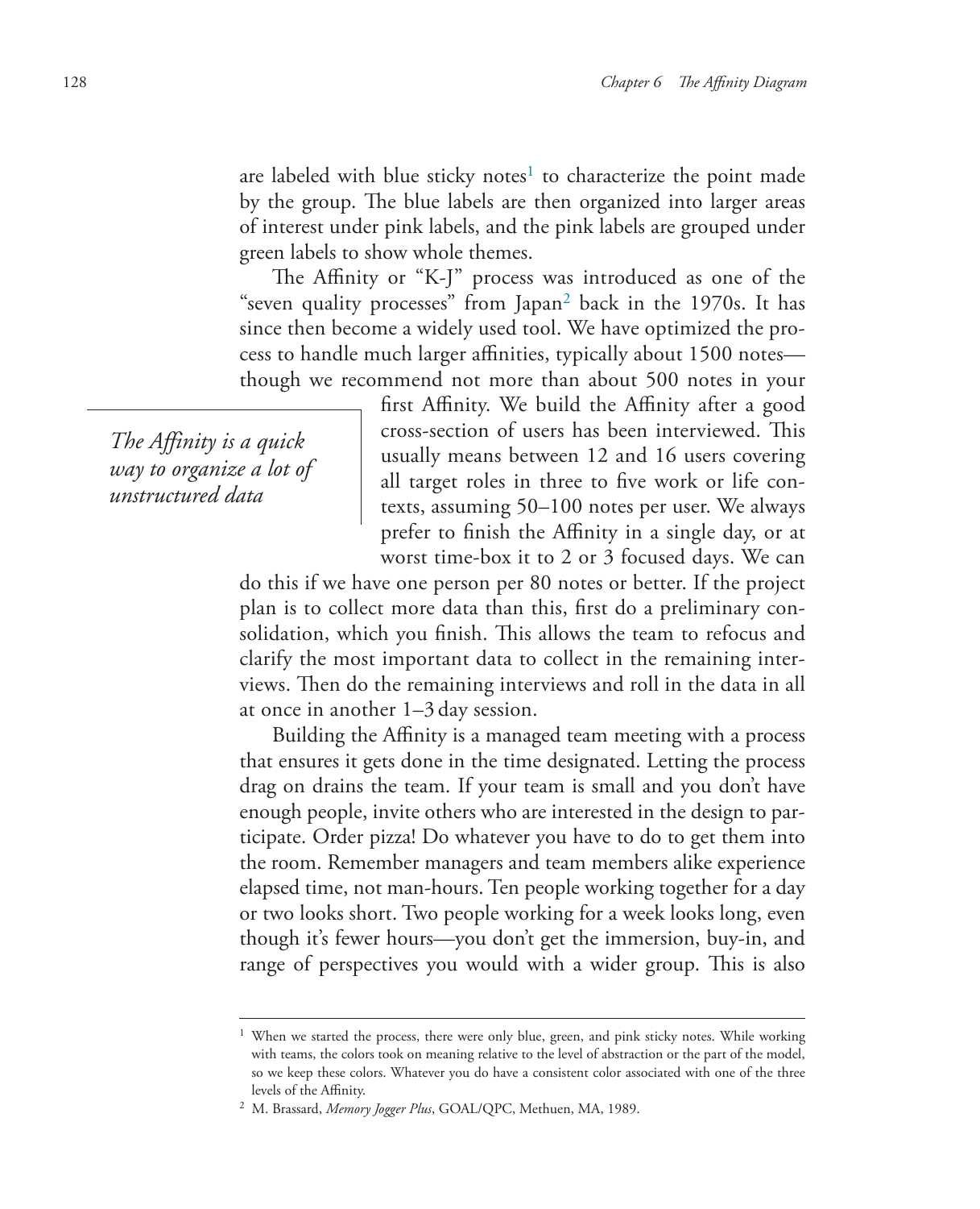are labeled with blue sticky notes[1] to characterize the point made by the group. The blue labels are then organized into larger areas of interest under pink labels, and the pink labels are grouped under green labels to show whole themes.

The Affinity or "K-J" process was introduced as one of the "seven quality processes" from Japan[2] back in the 1970s. It has since then become a widely used tool. We have optimized the process to handle much larger affinities, typically about 1500 notes—though we recommend not more than about 500 notes in your first Affinity. We build the Affinity after a good cross-section of users has been interviewed. This usually means between 12 and 16 users covering all target roles in three to five work or life contexts, assuming 50–100 notes per user. We always prefer to finish the Affinity in a single day, or at worst time-box it to 2 or 3 focused days. We can do this if we have one person per 80 notes or better. If the project plan is to collect more data than this, first do a preliminary consolidation, which you finish. This allows the team to refocus and clarify the most important data to collect in the remaining interviews. Then do the remaining interviews and roll in the data in all at once in another 1–3 day session.

*The Affinity is a quick way to organize a lot of unstructured data*

Building the Affinity is a managed team meeting with a process that ensures it gets done in the time designated. Letting the process drag on drains the team. If your team is small and you don't have enough people, invite others who are interested in the design to participate. Order pizza! Do whatever you have to do to get them into the room. Remember managers and team members alike experience elapsed time, not man-hours. Ten people working together for a day or two looks short. Two people working for a week looks long, even though it's fewer hours—you don't get the immersion, buy-in, and range of perspectives you would with a wider group. This is also

---

[1] When we started the process, there were only blue, green, and pink sticky notes. While working with teams, the colors took on meaning relative to the level of abstraction or the part of the model, so we keep these colors. Whatever you do have a consistent color associated with one of the three levels of the Affinity.

[2] M. Brassard, *Memory Jogger Plus*, GOAL/QPC, Methuen, MA, 1989.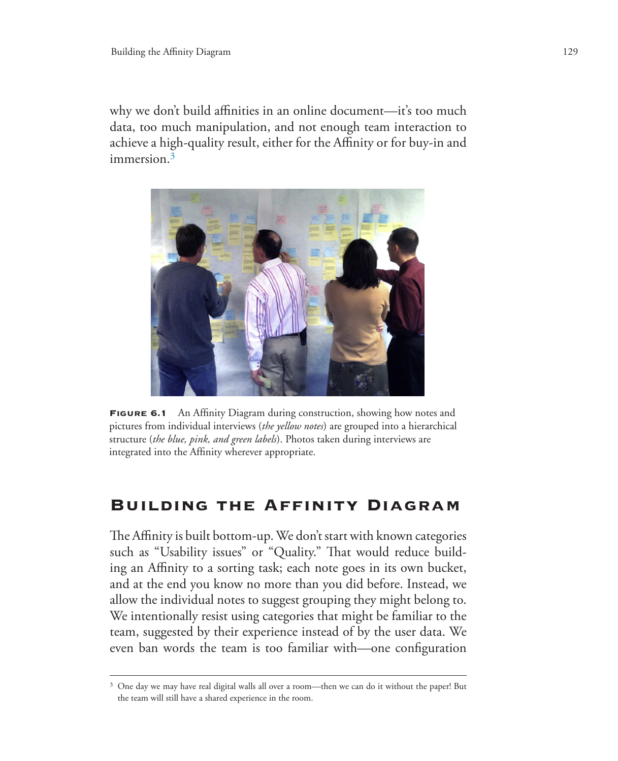why we don't build affinities in an online document—it's too much data, too much manipulation, and not enough team interaction to achieve a high-quality result, either for the Affinity or for buy-in and immersion.[3]

**FIGURE 6.1** An Affinity Diagram during construction, showing how notes and pictures from individual interviews (*the yellow notes*) are grouped into a hierarchical structure (*the blue, pink, and green labels*). Photos taken during interviews are integrated into the Affinity wherever appropriate.

## Building the Affinity Diagram

The Affinity is built bottom-up. We don't start with known categories such as "Usability issues" or "Quality." That would reduce building an Affinity to a sorting task; each note goes in its own bucket, and at the end you know no more than you did before. Instead, we allow the individual notes to suggest grouping they might belong to. We intentionally resist using categories that might be familiar to the team, suggested by their experience instead of by the user data. We even ban words the team is too familiar with—one configuration

[3] One day we may have real digital walls all over a room—then we can do it without the paper! But the team will still have a shared experience in the room.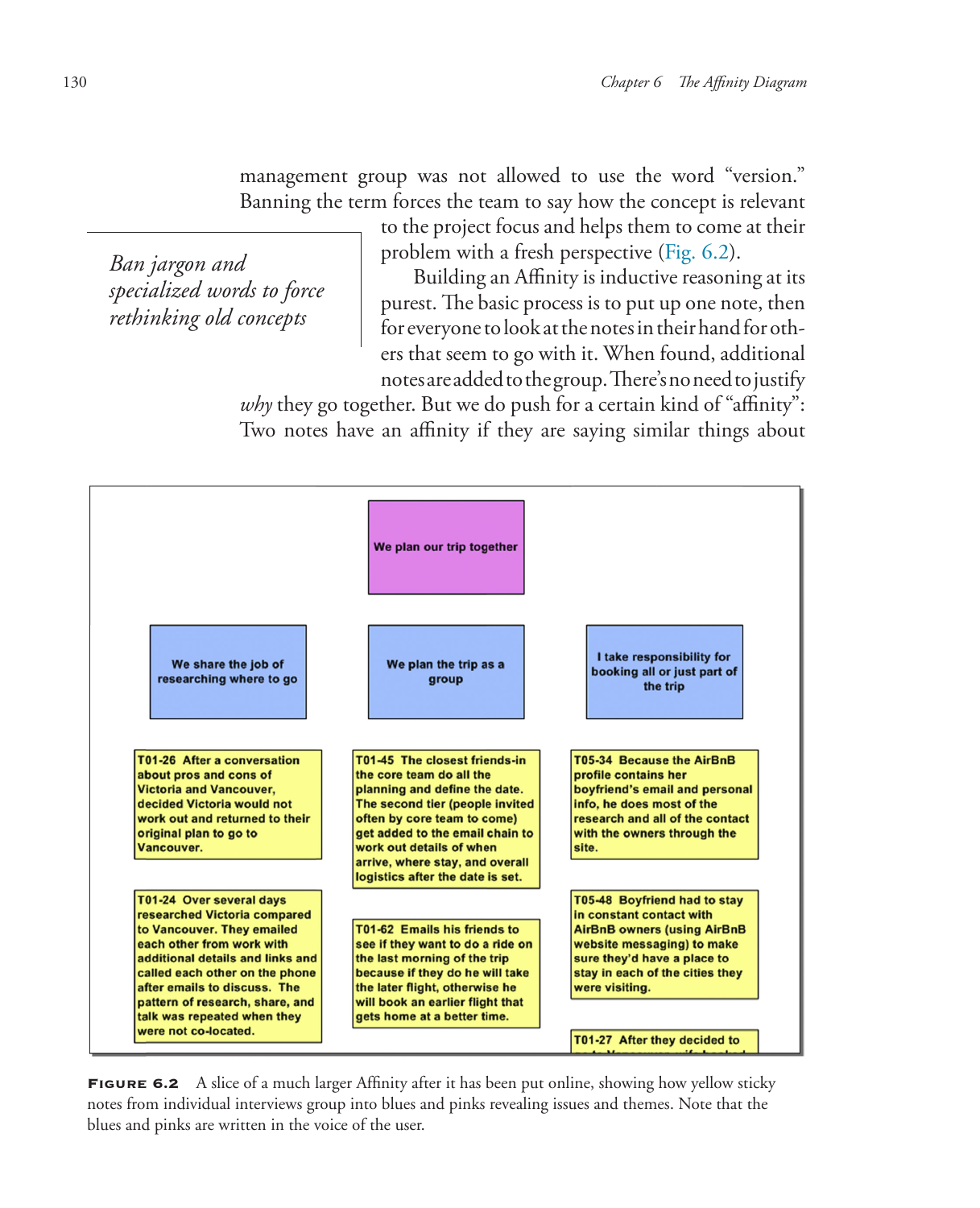management group was not allowed to use the word "version." Banning the term forces the team to say how the concept is relevant to the project focus and helps them to come at their problem with a fresh perspective (Fig. 6.2).

*Ban jargon and specialized words to force rethinking old concepts*

Building an Affinity is inductive reasoning at its purest. The basic process is to put up one note, then for everyone to look at the notes in their hand for others that seem to go with it. When found, additional notes are added to the group. There's no need to justify *why* they go together. But we do push for a certain kind of "affinity": Two notes have an affinity if they are saying similar things about

We plan our trip together

We share the job of researching where to go

We plan the trip as a group

I take responsibility for booking all or just part of the trip

T01-26 After a conversation about pros and cons of Victoria and Vancouver, decided Victoria would not work out and returned to their original plan to go to Vancouver.

T01-24 Over several days researched Victoria compared to Vancouver. They emailed each other from work with additional details and links and called each other on the phone after emails to discuss. The pattern of research, share, and talk was repeated when they were not co-located.

T01-45 The closest friends-in the core team do all the planning and define the date. The second tier (people invited often by core team to come) get added to the email chain to work out details of when arrive, where stay, and overall logistics after the date is set.

T01-62 Emails his friends to see if they want to do a ride on the last morning of the trip because if they do he will take the later flight, otherwise he will book an earlier flight that gets home at a better time.

T05-34 Because the AirBnB profile contains her boyfriend's email and personal info, he does most of the research and all of the contact with the owners through the site.

T05-48 Boyfriend had to stay in constant contact with AirBnB owners (using AirBnB website messaging) to make sure they'd have a place to stay in each of the cities they were visiting.

T01-27 After they decided to

**Figure 6.2** A slice of a much larger Affinity after it has been put online, showing how yellow sticky notes from individual interviews group into blues and pinks revealing issues and themes. Note that the blues and pinks are written in the voice of the user.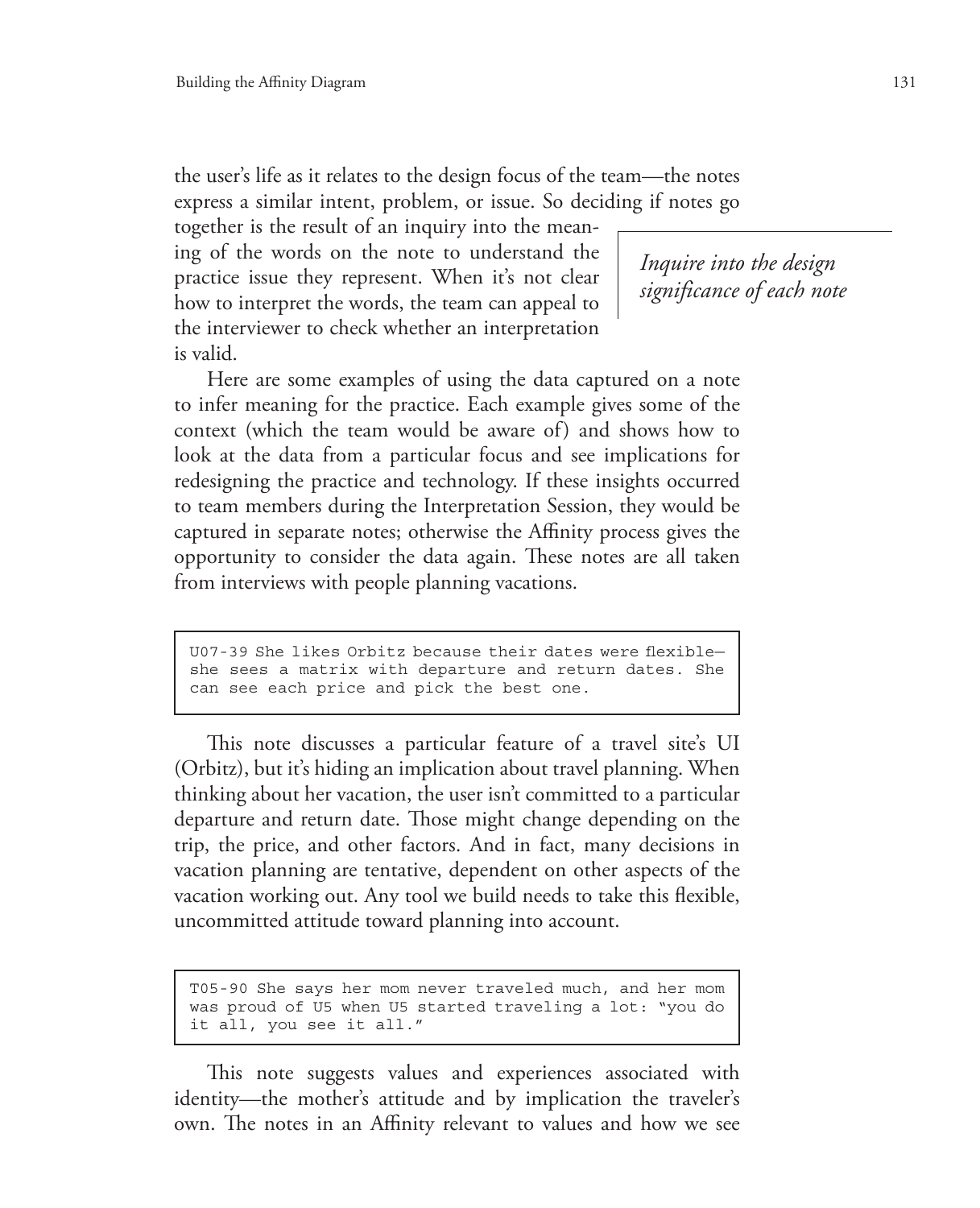the user's life as it relates to the design focus of the team—the notes express a similar intent, problem, or issue. So deciding if notes go together is the result of an inquiry into the meaning of the words on the note to understand the practice issue they represent. When it's not clear how to interpret the words, the team can appeal to the interviewer to check whether an interpretation is valid.

*Inquire into the design significance of each note*

Here are some examples of using the data captured on a note to infer meaning for the practice. Each example gives some of the context (which the team would be aware of) and shows how to look at the data from a particular focus and see implications for redesigning the practice and technology. If these insights occurred to team members during the Interpretation Session, they would be captured in separate notes; otherwise the Affinity process gives the opportunity to consider the data again. These notes are all taken from interviews with people planning vacations.

```
U07-39 She likes Orbitz because their dates were flexible—
she sees a matrix with departure and return dates. She
can see each price and pick the best one.
```

This note discusses a particular feature of a travel site's UI (Orbitz), but it's hiding an implication about travel planning. When thinking about her vacation, the user isn't committed to a particular departure and return date. Those might change depending on the trip, the price, and other factors. And in fact, many decisions in vacation planning are tentative, dependent on other aspects of the vacation working out. Any tool we build needs to take this flexible, uncommitted attitude toward planning into account.

```
T05-90 She says her mom never traveled much, and her mom
was proud of U5 when U5 started traveling a lot: "you do
it all, you see it all."
```

This note suggests values and experiences associated with identity—the mother's attitude and by implication the traveler's own. The notes in an Affinity relevant to values and how we see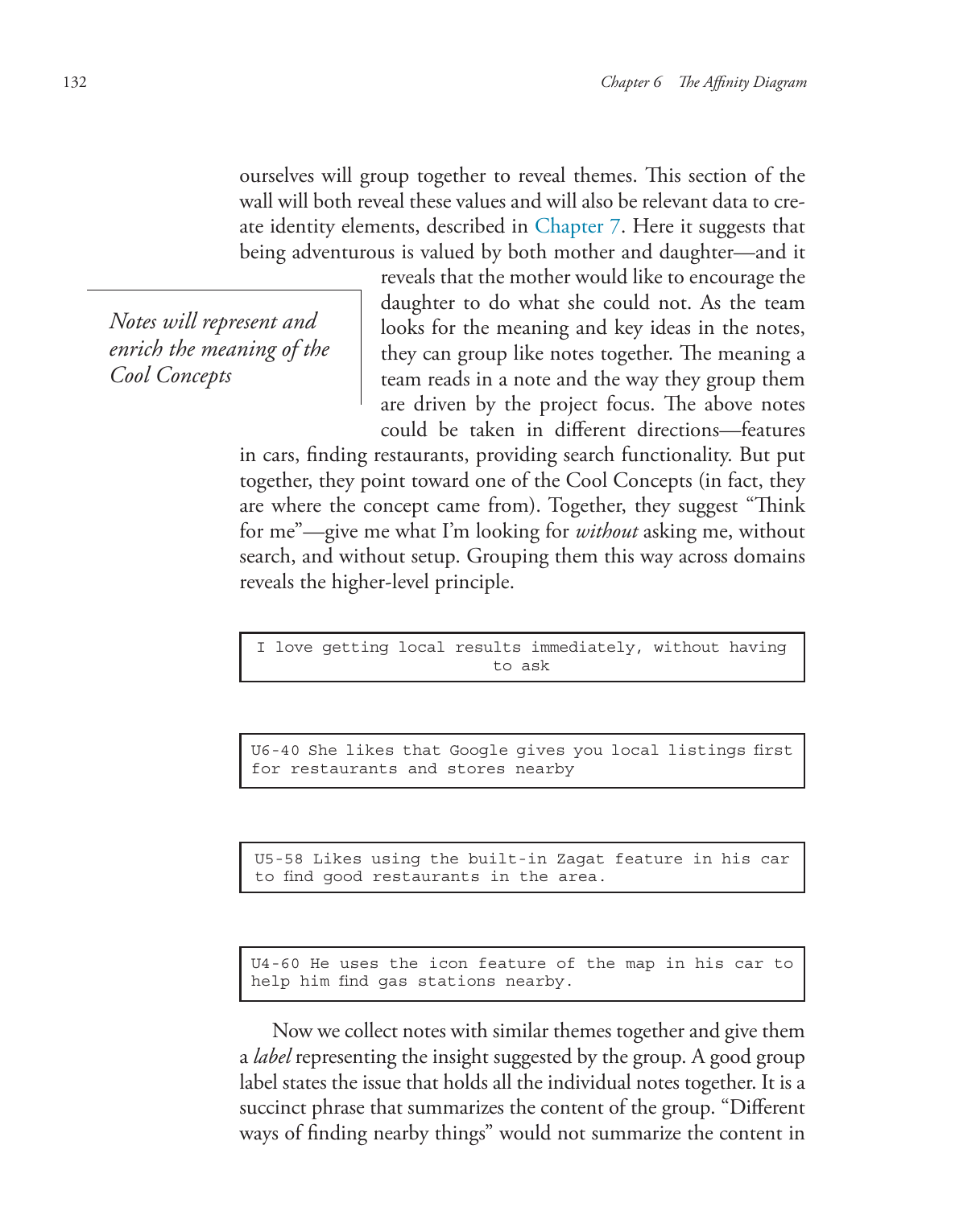ourselves will group together to reveal themes. This section of the wall will both reveal these values and will also be relevant data to create identity elements, described in Chapter 7. Here it suggests that being adventurous is valued by both mother and daughter—and it reveals that the mother would like to encourage the daughter to do what she could not. As the team looks for the meaning and key ideas in the notes, they can group like notes together. The meaning a team reads in a note and the way they group them are driven by the project focus. The above notes could be taken in different directions—features in cars, finding restaurants, providing search functionality. But put together, they point toward one of the Cool Concepts (in fact, they are where the concept came from). Together, they suggest "Think for me"—give me what I'm looking for *without* asking me, without search, and without setup. Grouping them this way across domains reveals the higher-level principle.

> *Notes will represent and enrich the meaning of the Cool Concepts*

```
I love getting local results immediately, without having
to ask
```

```
U6-40 She likes that Google gives you local listings first
for restaurants and stores nearby
```

```
U5-58 Likes using the built-in Zagat feature in his car
to find good restaurants in the area.
```

```
U4-60 He uses the icon feature of the map in his car to
help him find gas stations nearby.
```

Now we collect notes with similar themes together and give them a *label* representing the insight suggested by the group. A good group label states the issue that holds all the individual notes together. It is a succinct phrase that summarizes the content of the group. "Different ways of finding nearby things" would not summarize the content in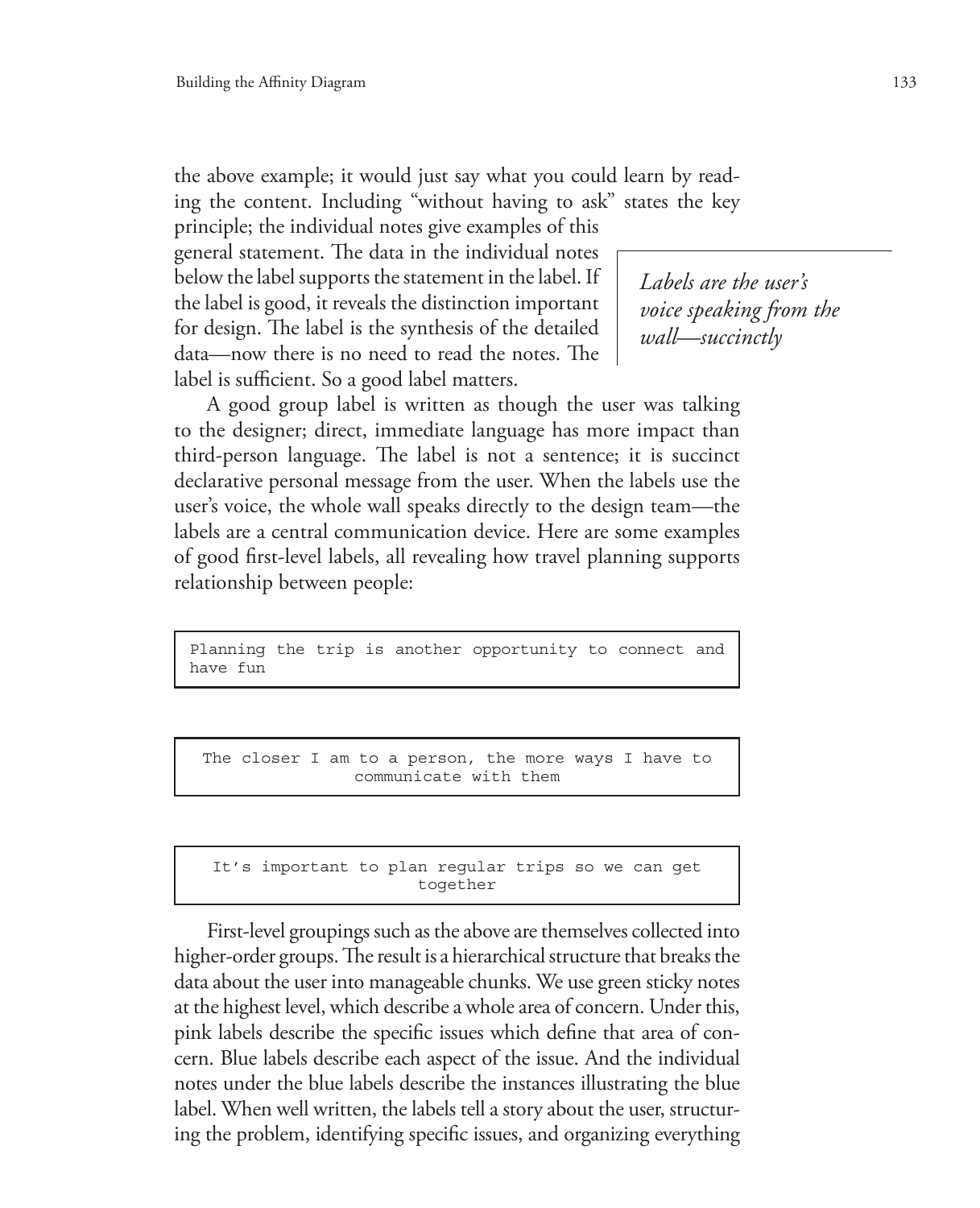the above example; it would just say what you could learn by reading the content. Including "without having to ask" states the key principle; the individual notes give examples of this general statement. The data in the individual notes below the label supports the statement in the label. If the label is good, it reveals the distinction important for design. The label is the synthesis of the detailed data—now there is no need to read the notes. The label is sufficient. So a good label matters.

*Labels are the user's voice speaking from the wall—succinctly*

A good group label is written as though the user was talking to the designer; direct, immediate language has more impact than third-person language. The label is not a sentence; it is succinct declarative personal message from the user. When the labels use the user's voice, the whole wall speaks directly to the design team—the labels are a central communication device. Here are some examples of good first-level labels, all revealing how travel planning supports relationship between people:

```
Planning the trip is another opportunity to connect and have fun
```

```
The closer I am to a person, the more ways I have to communicate with them
```

```
It's important to plan regular trips so we can get together
```

First-level groupings such as the above are themselves collected into higher-order groups. The result is a hierarchical structure that breaks the data about the user into manageable chunks. We use green sticky notes at the highest level, which describe a whole area of concern. Under this, pink labels describe the specific issues which define that area of concern. Blue labels describe each aspect of the issue. And the individual notes under the blue labels describe the instances illustrating the blue label. When well written, the labels tell a story about the user, structuring the problem, identifying specific issues, and organizing everything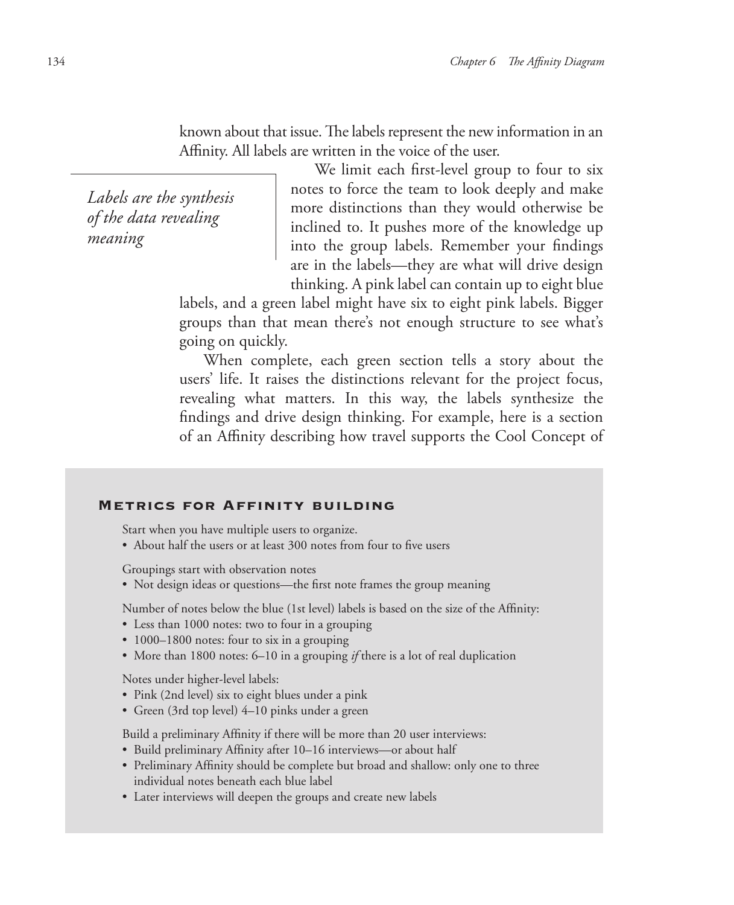known about that issue. The labels represent the new information in an Affinity. All labels are written in the voice of the user.

*Labels are the synthesis of the data revealing meaning*

We limit each first-level group to four to six notes to force the team to look deeply and make more distinctions than they would otherwise be inclined to. It pushes more of the knowledge up into the group labels. Remember your findings are in the labels—they are what will drive design thinking. A pink label can contain up to eight blue labels, and a green label might have six to eight pink labels. Bigger groups than that mean there's not enough structure to see what's going on quickly.

When complete, each green section tells a story about the users' life. It raises the distinctions relevant for the project focus, revealing what matters. In this way, the labels synthesize the findings and drive design thinking. For example, here is a section of an Affinity describing how travel supports the Cool Concept of

### Metrics for Affinity building

Start when you have multiple users to organize.

- About half the users or at least 300 notes from four to five users

Groupings start with observation notes

- Not design ideas or questions—the first note frames the group meaning

Number of notes below the blue (1st level) labels is based on the size of the Affinity:

- Less than 1000 notes: two to four in a grouping
- 1000–1800 notes: four to six in a grouping
- More than 1800 notes: 6–10 in a grouping *if* there is a lot of real duplication

Notes under higher-level labels:

- Pink (2nd level) six to eight blues under a pink
- Green (3rd top level) 4–10 pinks under a green

Build a preliminary Affinity if there will be more than 20 user interviews:

- Build preliminary Affinity after 10–16 interviews—or about half
- Preliminary Affinity should be complete but broad and shallow: only one to three individual notes beneath each blue label
- Later interviews will deepen the groups and create new labels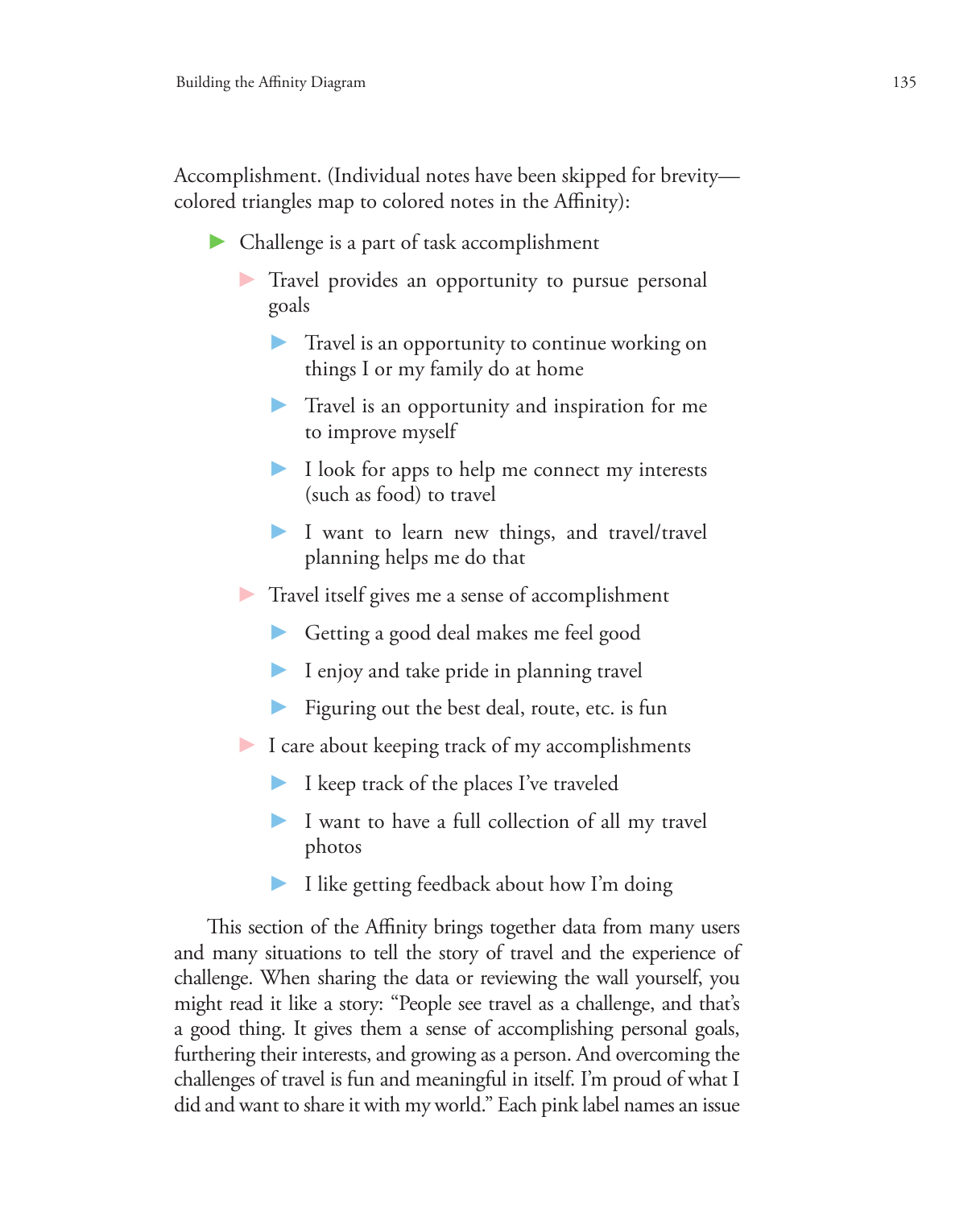Accomplishment. (Individual notes have been skipped for brevity—colored triangles map to colored notes in the Affinity):

- Challenge is a part of task accomplishment
    - Travel provides an opportunity to pursue personal goals
        - Travel is an opportunity to continue working on things I or my family do at home
        - Travel is an opportunity and inspiration for me to improve myself
        - I look for apps to help me connect my interests (such as food) to travel
        - I want to learn new things, and travel/travel planning helps me do that
    - Travel itself gives me a sense of accomplishment
        - Getting a good deal makes me feel good
        - I enjoy and take pride in planning travel
        - Figuring out the best deal, route, etc. is fun
    - I care about keeping track of my accomplishments
        - I keep track of the places I've traveled
        - I want to have a full collection of all my travel photos
        - I like getting feedback about how I'm doing

This section of the Affinity brings together data from many users and many situations to tell the story of travel and the experience of challenge. When sharing the data or reviewing the wall yourself, you might read it like a story: "People see travel as a challenge, and that's a good thing. It gives them a sense of accomplishing personal goals, furthering their interests, and growing as a person. And overcoming the challenges of travel is fun and meaningful in itself. I'm proud of what I did and want to share it with my world." Each pink label names an issue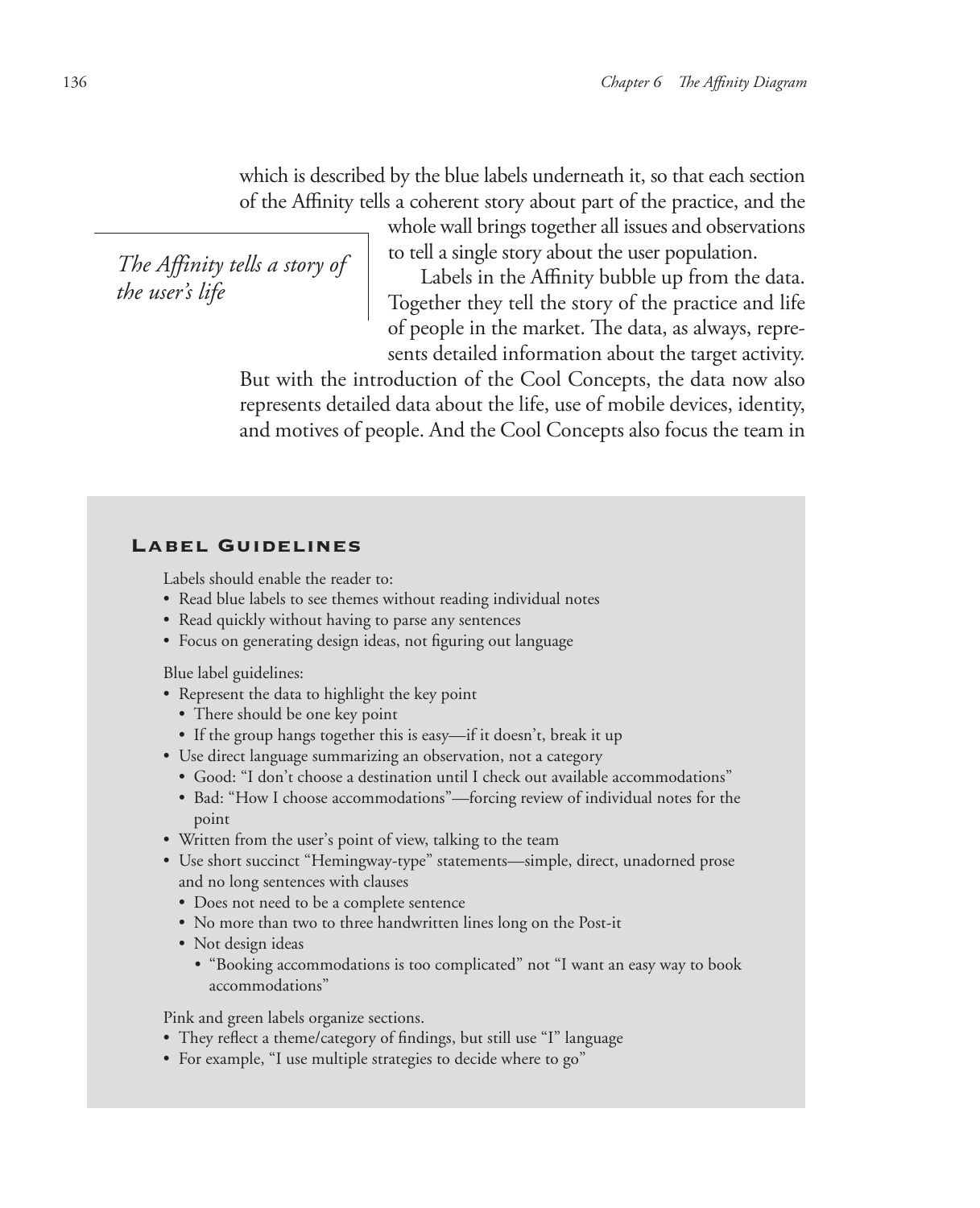which is described by the blue labels underneath it, so that each section of the Affinity tells a coherent story about part of the practice, and the whole wall brings together all issues and observations to tell a single story about the user population.

*The Affinity tells a story of the user's life*

Labels in the Affinity bubble up from the data. Together they tell the story of the practice and life of people in the market. The data, as always, represents detailed information about the target activity. But with the introduction of the Cool Concepts, the data now also represents detailed data about the life, use of mobile devices, identity, and motives of people. And the Cool Concepts also focus the team in

### Label Guidelines

Labels should enable the reader to:

- Read blue labels to see themes without reading individual notes
- Read quickly without having to parse any sentences
- Focus on generating design ideas, not figuring out language

Blue label guidelines:

- Represent the data to highlight the key point
  - There should be one key point
  - If the group hangs together this is easy—if it doesn't, break it up
- Use direct language summarizing an observation, not a category
  - Good: "I don't choose a destination until I check out available accommodations"
  - Bad: "How I choose accommodations"—forcing review of individual notes for the point
- Written from the user's point of view, talking to the team
- Use short succinct "Hemingway-type" statements—simple, direct, unadorned prose and no long sentences with clauses
  - Does not need to be a complete sentence
  - No more than two to three handwritten lines long on the Post-it
  - Not design ideas
    - "Booking accommodations is too complicated" not "I want an easy way to book accommodations"

Pink and green labels organize sections.

- They reflect a theme/category of findings, but still use "I" language
- For example, "I use multiple strategies to decide where to go"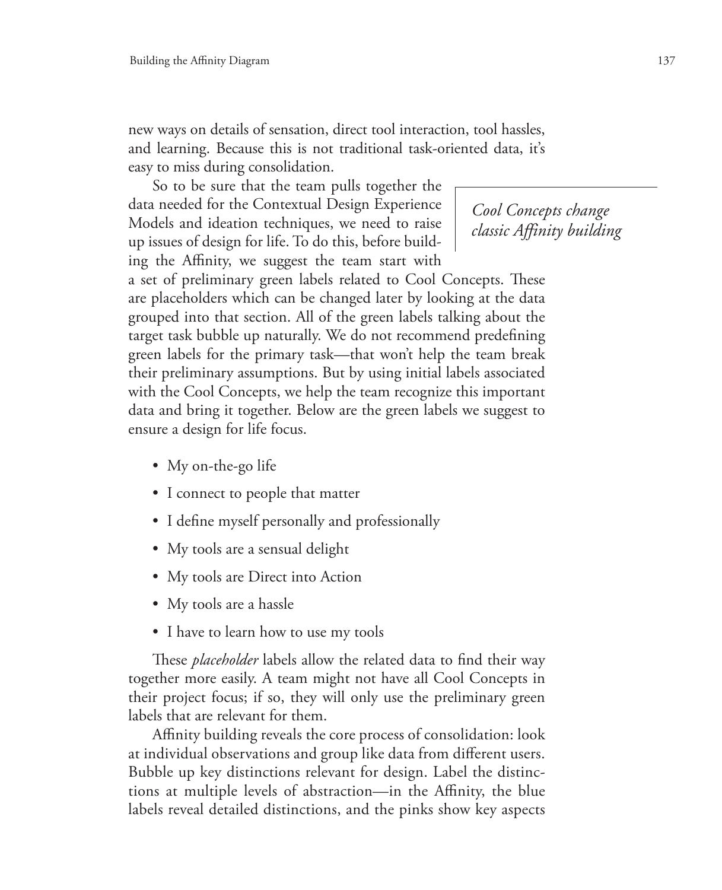new ways on details of sensation, direct tool interaction, tool hassles, and learning. Because this is not traditional task-oriented data, it's easy to miss during consolidation.

*Cool Concepts change classic Affinity building*

So to be sure that the team pulls together the data needed for the Contextual Design Experience Models and ideation techniques, we need to raise up issues of design for life. To do this, before building the Affinity, we suggest the team start with a set of preliminary green labels related to Cool Concepts. These are placeholders which can be changed later by looking at the data grouped into that section. All of the green labels talking about the target task bubble up naturally. We do not recommend predefining green labels for the primary task—that won't help the team break their preliminary assumptions. But by using initial labels associated with the Cool Concepts, we help the team recognize this important data and bring it together. Below are the green labels we suggest to ensure a design for life focus.

- My on-the-go life
- I connect to people that matter
- I define myself personally and professionally
- My tools are a sensual delight
- My tools are Direct into Action
- My tools are a hassle
- I have to learn how to use my tools

These *placeholder* labels allow the related data to find their way together more easily. A team might not have all Cool Concepts in their project focus; if so, they will only use the preliminary green labels that are relevant for them.

Affinity building reveals the core process of consolidation: look at individual observations and group like data from different users. Bubble up key distinctions relevant for design. Label the distinctions at multiple levels of abstraction—in the Affinity, the blue labels reveal detailed distinctions, and the pinks show key aspects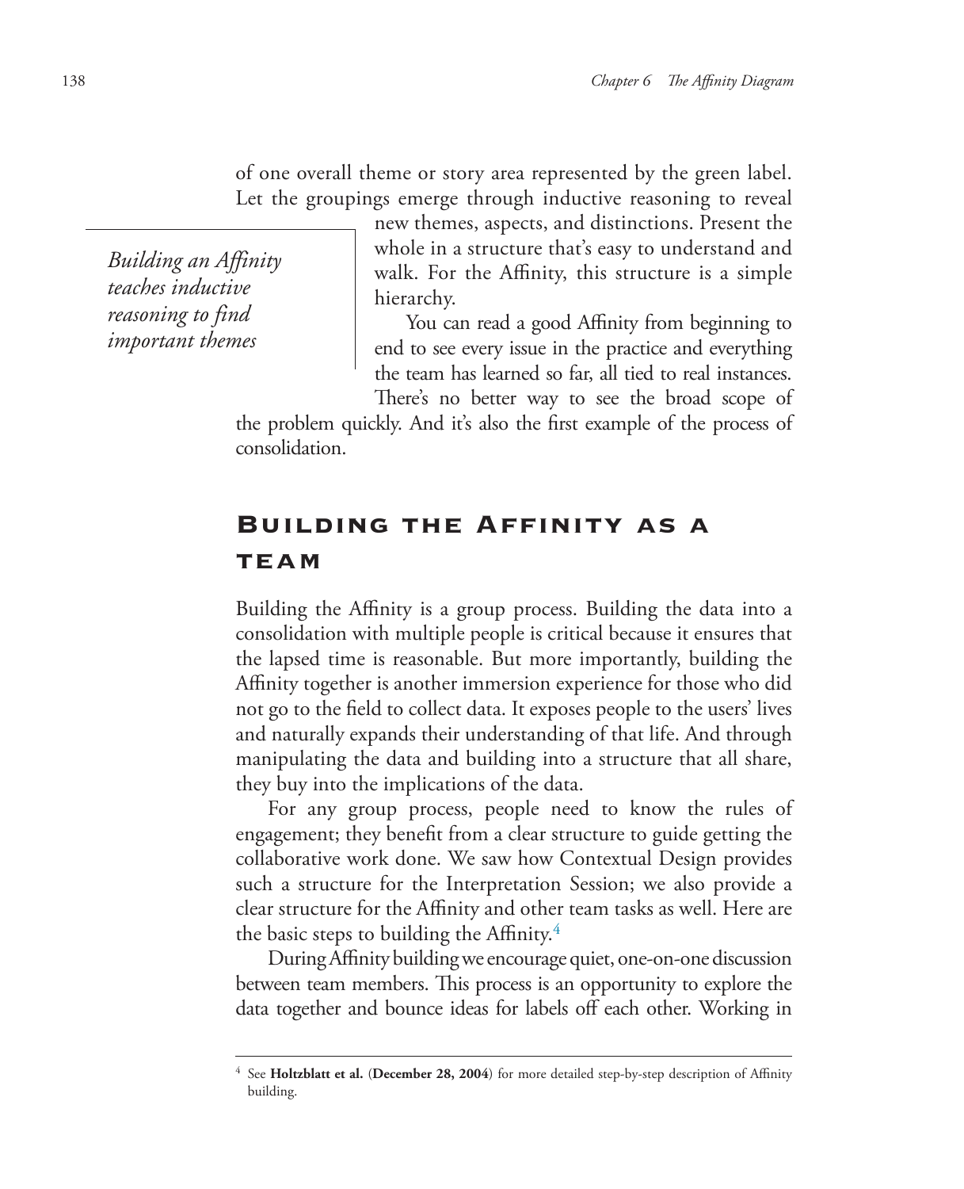of one overall theme or story area represented by the green label. Let the groupings emerge through inductive reasoning to reveal new themes, aspects, and distinctions. Present the whole in a structure that's easy to understand and walk. For the Affinity, this structure is a simple hierarchy.

*Building an Affinity teaches inductive reasoning to find important themes*

You can read a good Affinity from beginning to end to see every issue in the practice and everything the team has learned so far, all tied to real instances. There's no better way to see the broad scope of the problem quickly. And it's also the first example of the process of consolidation.

## Building the Affinity as a team

Building the Affinity is a group process. Building the data into a consolidation with multiple people is critical because it ensures that the lapsed time is reasonable. But more importantly, building the Affinity together is another immersion experience for those who did not go to the field to collect data. It exposes people to the users' lives and naturally expands their understanding of that life. And through manipulating the data and building into a structure that all share, they buy into the implications of the data.

For any group process, people need to know the rules of engagement; they benefit from a clear structure to guide getting the collaborative work done. We saw how Contextual Design provides such a structure for the Interpretation Session; we also provide a clear structure for the Affinity and other team tasks as well. Here are the basic steps to building the Affinity.[4]

During Affinity building we encourage quiet, one-on-one discussion between team members. This process is an opportunity to explore the data together and bounce ideas for labels off each other. Working in

---

[4] See **Holtzblatt et al.** (**December 28, 2004**) for more detailed step-by-step description of Affinity building.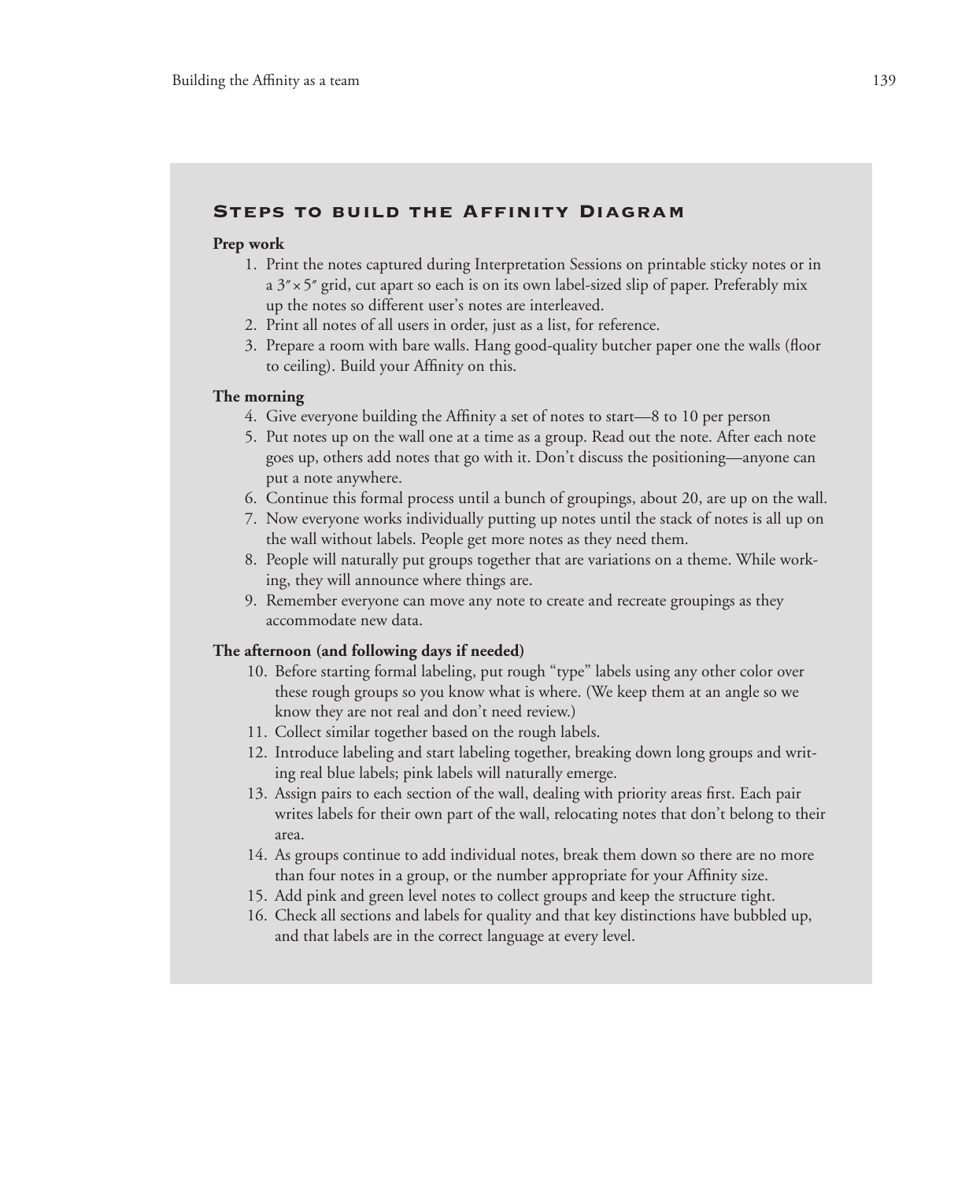## Steps to build the Affinity Diagram

**Prep work**

1. Print the notes captured during Interpretation Sessions on printable sticky notes or in a 3″ × 5″ grid, cut apart so each is on its own label-sized slip of paper. Preferably mix up the notes so different user's notes are interleaved.
2. Print all notes of all users in order, just as a list, for reference.
3. Prepare a room with bare walls. Hang good-quality butcher paper one the walls (floor to ceiling). Build your Affinity on this.

**The morning**

4. Give everyone building the Affinity a set of notes to start—8 to 10 per person
5. Put notes up on the wall one at a time as a group. Read out the note. After each note goes up, others add notes that go with it. Don't discuss the positioning—anyone can put a note anywhere.
6. Continue this formal process until a bunch of groupings, about 20, are up on the wall.
7. Now everyone works individually putting up notes until the stack of notes is all up on the wall without labels. People get more notes as they need them.
8. People will naturally put groups together that are variations on a theme. While working, they will announce where things are.
9. Remember everyone can move any note to create and recreate groupings as they accommodate new data.

**The afternoon (and following days if needed)**

10. Before starting formal labeling, put rough "type" labels using any other color over these rough groups so you know what is where. (We keep them at an angle so we know they are not real and don't need review.)
11. Collect similar together based on the rough labels.
12. Introduce labeling and start labeling together, breaking down long groups and writing real blue labels; pink labels will naturally emerge.
13. Assign pairs to each section of the wall, dealing with priority areas first. Each pair writes labels for their own part of the wall, relocating notes that don't belong to their area.
14. As groups continue to add individual notes, break them down so there are no more than four notes in a group, or the number appropriate for your Affinity size.
15. Add pink and green level notes to collect groups and keep the structure tight.
16. Check all sections and labels for quality and that key distinctions have bubbled up, and that labels are in the correct language at every level.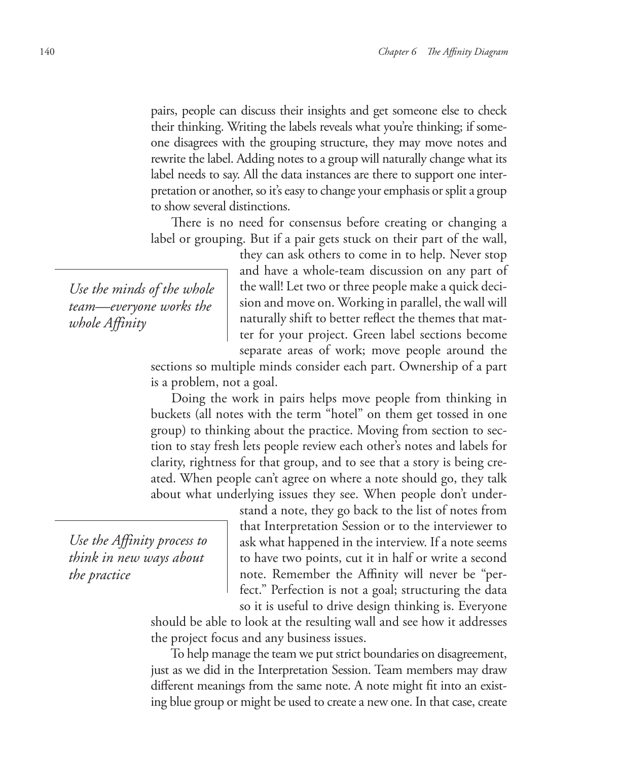pairs, people can discuss their insights and get someone else to check their thinking. Writing the labels reveals what you're thinking; if someone disagrees with the grouping structure, they may move notes and rewrite the label. Adding notes to a group will naturally change what its label needs to say. All the data instances are there to support one interpretation or another, so it's easy to change your emphasis or split a group to show several distinctions.

There is no need for consensus before creating or changing a label or grouping. But if a pair gets stuck on their part of the wall, they can ask others to come in to help. Never stop and have a whole-team discussion on any part of the wall! Let two or three people make a quick decision and move on. Working in parallel, the wall will naturally shift to better reflect the themes that matter for your project. Green label sections become separate areas of work; move people around the sections so multiple minds consider each part. Ownership of a part is a problem, not a goal.

*Use the minds of the whole team—everyone works the whole Affinity*

Doing the work in pairs helps move people from thinking in buckets (all notes with the term "hotel" on them get tossed in one group) to thinking about the practice. Moving from section to section to stay fresh lets people review each other's notes and labels for clarity, rightness for that group, and to see that a story is being created. When people can't agree on where a note should go, they talk about what underlying issues they see. When people don't understand a note, they go back to the list of notes from that Interpretation Session or to the interviewer to ask what happened in the interview. If a note seems to have two points, cut it in half or write a second note. Remember the Affinity will never be "perfect." Perfection is not a goal; structuring the data so it is useful to drive design thinking is. Everyone should be able to look at the resulting wall and see how it addresses the project focus and any business issues.

*Use the Affinity process to think in new ways about the practice*

To help manage the team we put strict boundaries on disagreement, just as we did in the Interpretation Session. Team members may draw different meanings from the same note. A note might fit into an existing blue group or might be used to create a new one. In that case, create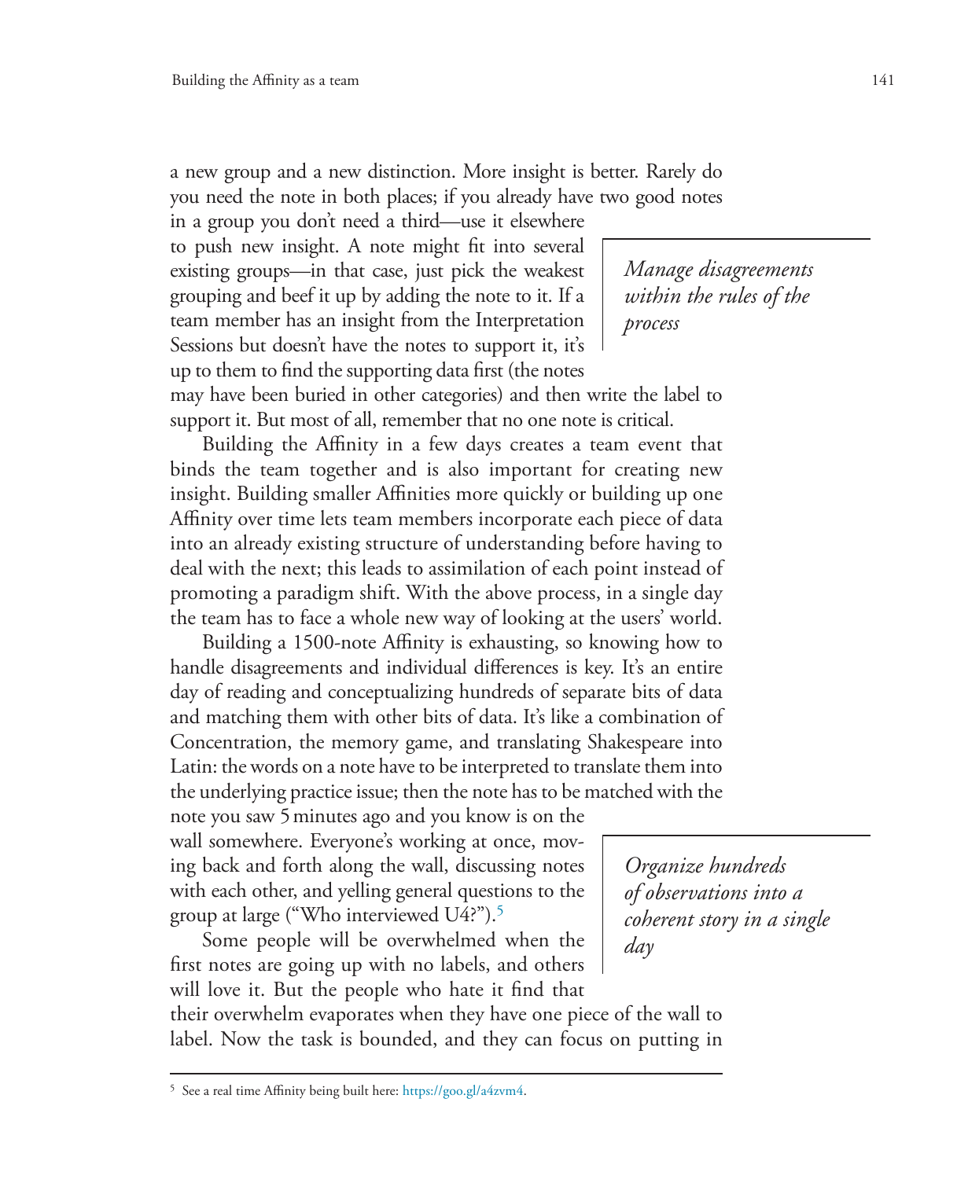a new group and a new distinction. More insight is better. Rarely do you need the note in both places; if you already have two good notes in a group you don't need a third—use it elsewhere to push new insight. A note might fit into several existing groups—in that case, just pick the weakest grouping and beef it up by adding the note to it. If a team member has an insight from the Interpretation Sessions but doesn't have the notes to support it, it's up to them to find the supporting data first (the notes may have been buried in other categories) and then write the label to support it. But most of all, remember that no one note is critical.

*Manage disagreements within the rules of the process*

Building the Affinity in a few days creates a team event that binds the team together and is also important for creating new insight. Building smaller Affinities more quickly or building up one Affinity over time lets team members incorporate each piece of data into an already existing structure of understanding before having to deal with the next; this leads to assimilation of each point instead of promoting a paradigm shift. With the above process, in a single day the team has to face a whole new way of looking at the users' world.

Building a 1500-note Affinity is exhausting, so knowing how to handle disagreements and individual differences is key. It's an entire day of reading and conceptualizing hundreds of separate bits of data and matching them with other bits of data. It's like a combination of Concentration, the memory game, and translating Shakespeare into Latin: the words on a note have to be interpreted to translate them into the underlying practice issue; then the note has to be matched with the note you saw 5 minutes ago and you know is on the wall somewhere. Everyone's working at once, moving back and forth along the wall, discussing notes with each other, and yelling general questions to the group at large ("Who interviewed U4?").[5]

*Organize hundreds of observations into a coherent story in a single day*

Some people will be overwhelmed when the first notes are going up with no labels, and others will love it. But the people who hate it find that their overwhelm evaporates when they have one piece of the wall to label. Now the task is bounded, and they can focus on putting in

---

[5] See a real time Affinity being built here: https://goo.gl/a4zvm4.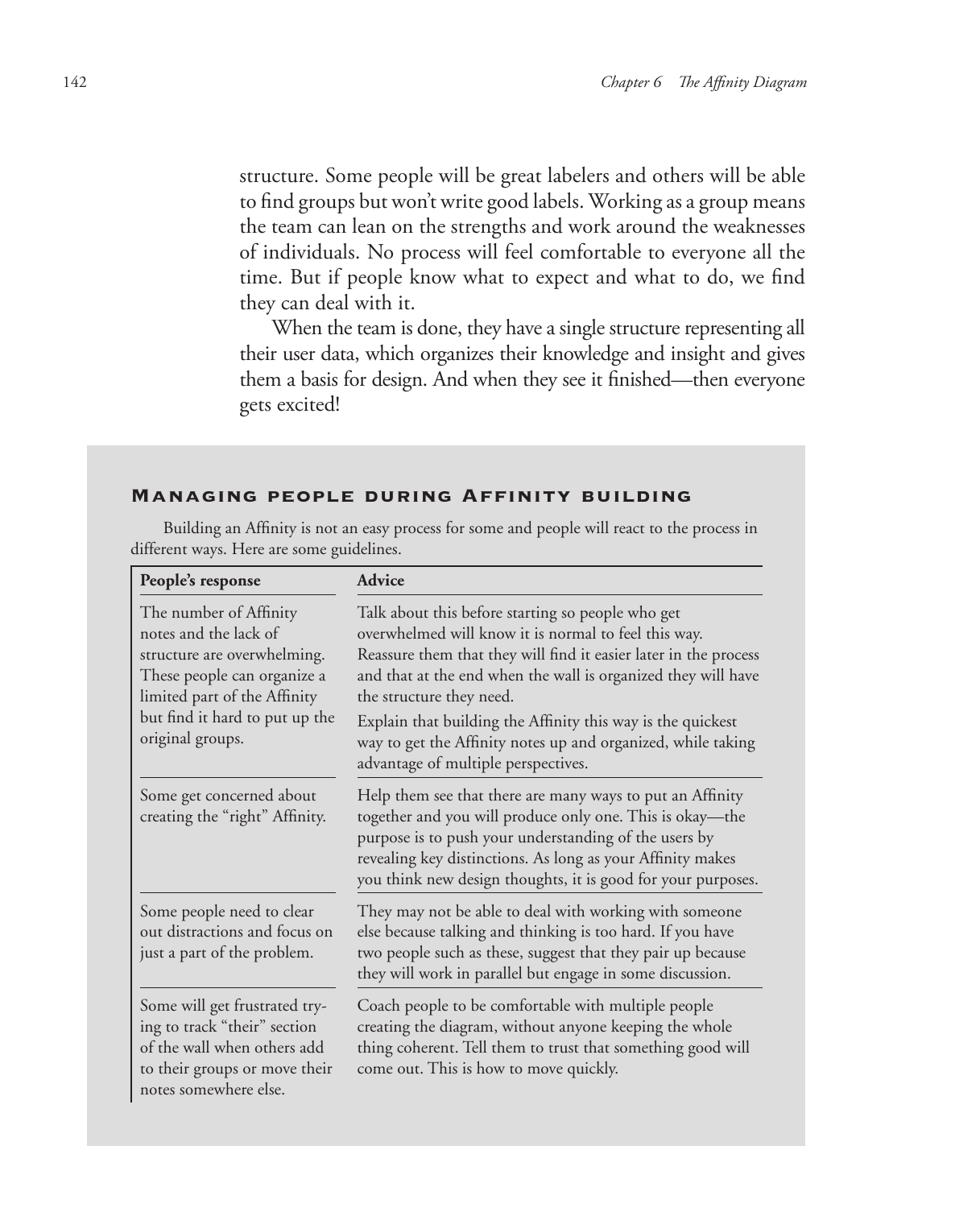structure. Some people will be great labelers and others will be able to find groups but won't write good labels. Working as a group means the team can lean on the strengths and work around the weaknesses of individuals. No process will feel comfortable to everyone all the time. But if people know what to expect and what to do, we find they can deal with it.

When the team is done, they have a single structure representing all their user data, which organizes their knowledge and insight and gives them a basis for design. And when they see it finished—then everyone gets excited!

### Managing people during Affinity building

Building an Affinity is not an easy process for some and people will react to the process in different ways. Here are some guidelines.

| People's response | Advice |
| --- | --- |
| The number of Affinity notes and the lack of structure are overwhelming. These people can organize a limited part of the Affinity but find it hard to put up the original groups. | Talk about this before starting so people who get overwhelmed will know it is normal to feel this way. Reassure them that they will find it easier later in the process and that at the end when the wall is organized they will have the structure they need.<br>Explain that building the Affinity this way is the quickest way to get the Affinity notes up and organized, while taking advantage of multiple perspectives. |
| Some get concerned about creating the "right" Affinity. | Help them see that there are many ways to put an Affinity together and you will produce only one. This is okay—the purpose is to push your understanding of the users by revealing key distinctions. As long as your Affinity makes you think new design thoughts, it is good for your purposes. |
| Some people need to clear out distractions and focus on just a part of the problem. | They may not be able to deal with working with someone else because talking and thinking is too hard. If you have two people such as these, suggest that they pair up because they will work in parallel but engage in some discussion. |
| Some will get frustrated trying to track "their" section of the wall when others add to their groups or move their notes somewhere else. | Coach people to be comfortable with multiple people creating the diagram, without anyone keeping the whole thing coherent. Tell them to trust that something good will come out. This is how to move quickly. |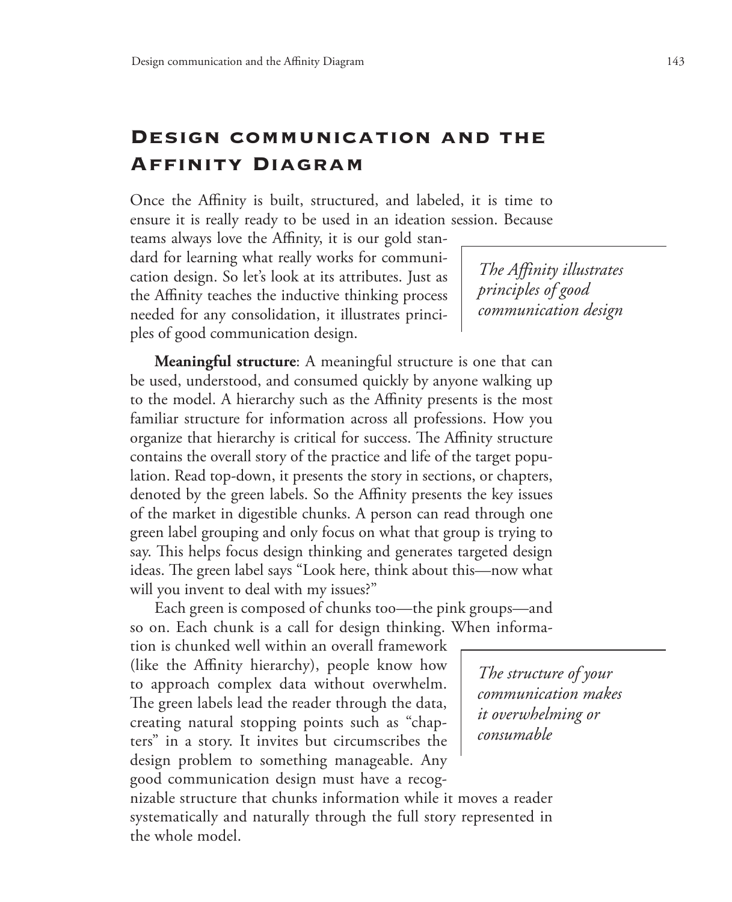## Design communication and the Affinity Diagram

Once the Affinity is built, structured, and labeled, it is time to ensure it is really ready to be used in an ideation session. Because teams always love the Affinity, it is our gold standard for learning what really works for communication design. So let's look at its attributes. Just as the Affinity teaches the inductive thinking process needed for any consolidation, it illustrates principles of good communication design.

*The Affinity illustrates principles of good communication design*

**Meaningful structure**: A meaningful structure is one that can be used, understood, and consumed quickly by anyone walking up to the model. A hierarchy such as the Affinity presents is the most familiar structure for information across all professions. How you organize that hierarchy is critical for success. The Affinity structure contains the overall story of the practice and life of the target population. Read top-down, it presents the story in sections, or chapters, denoted by the green labels. So the Affinity presents the key issues of the market in digestible chunks. A person can read through one green label grouping and only focus on what that group is trying to say. This helps focus design thinking and generates targeted design ideas. The green label says "Look here, think about this—now what will you invent to deal with my issues?"

Each green is composed of chunks too—the pink groups—and so on. Each chunk is a call for design thinking. When information is chunked well within an overall framework (like the Affinity hierarchy), people know how to approach complex data without overwhelm. The green labels lead the reader through the data, creating natural stopping points such as "chapters" in a story. It invites but circumscribes the design problem to something manageable. Any good communication design must have a recognizable structure that chunks information while it moves a reader systematically and naturally through the full story represented in the whole model.

*The structure of your communication makes it overwhelming or consumable*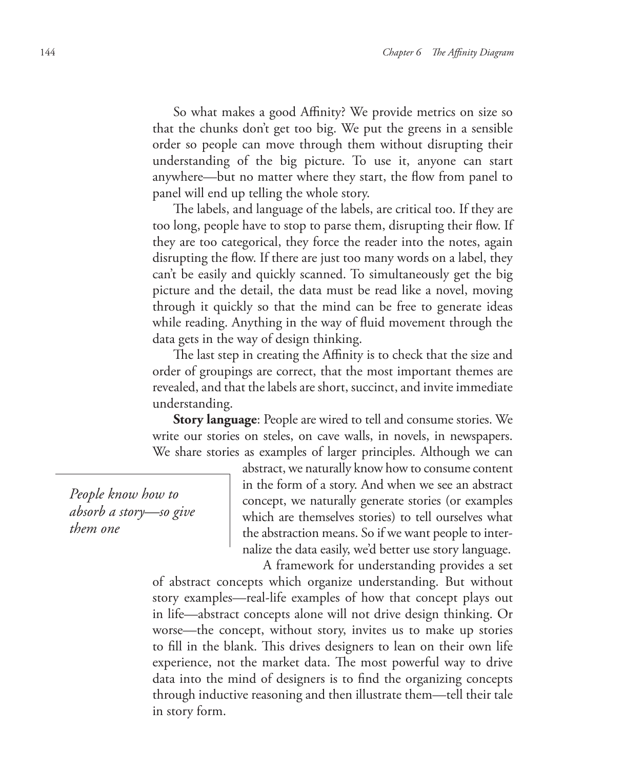So what makes a good Affinity? We provide metrics on size so that the chunks don't get too big. We put the greens in a sensible order so people can move through them without disrupting their understanding of the big picture. To use it, anyone can start anywhere—but no matter where they start, the flow from panel to panel will end up telling the whole story.

The labels, and language of the labels, are critical too. If they are too long, people have to stop to parse them, disrupting their flow. If they are too categorical, they force the reader into the notes, again disrupting the flow. If there are just too many words on a label, they can't be easily and quickly scanned. To simultaneously get the big picture and the detail, the data must be read like a novel, moving through it quickly so that the mind can be free to generate ideas while reading. Anything in the way of fluid movement through the data gets in the way of design thinking.

The last step in creating the Affinity is to check that the size and order of groupings are correct, that the most important themes are revealed, and that the labels are short, succinct, and invite immediate understanding.

**Story language**: People are wired to tell and consume stories. We write our stories on steles, on cave walls, in novels, in newspapers. We share stories as examples of larger principles. Although we can abstract, we naturally know how to consume content in the form of a story. And when we see an abstract concept, we naturally generate stories (or examples which are themselves stories) to tell ourselves what the abstraction means. So if we want people to internalize the data easily, we'd better use story language.

*People know how to absorb a story—so give them one*

A framework for understanding provides a set of abstract concepts which organize understanding. But without story examples—real-life examples of how that concept plays out in life—abstract concepts alone will not drive design thinking. Or worse—the concept, without story, invites us to make up stories to fill in the blank. This drives designers to lean on their own life experience, not the market data. The most powerful way to drive data into the mind of designers is to find the organizing concepts through inductive reasoning and then illustrate them—tell their tale in story form.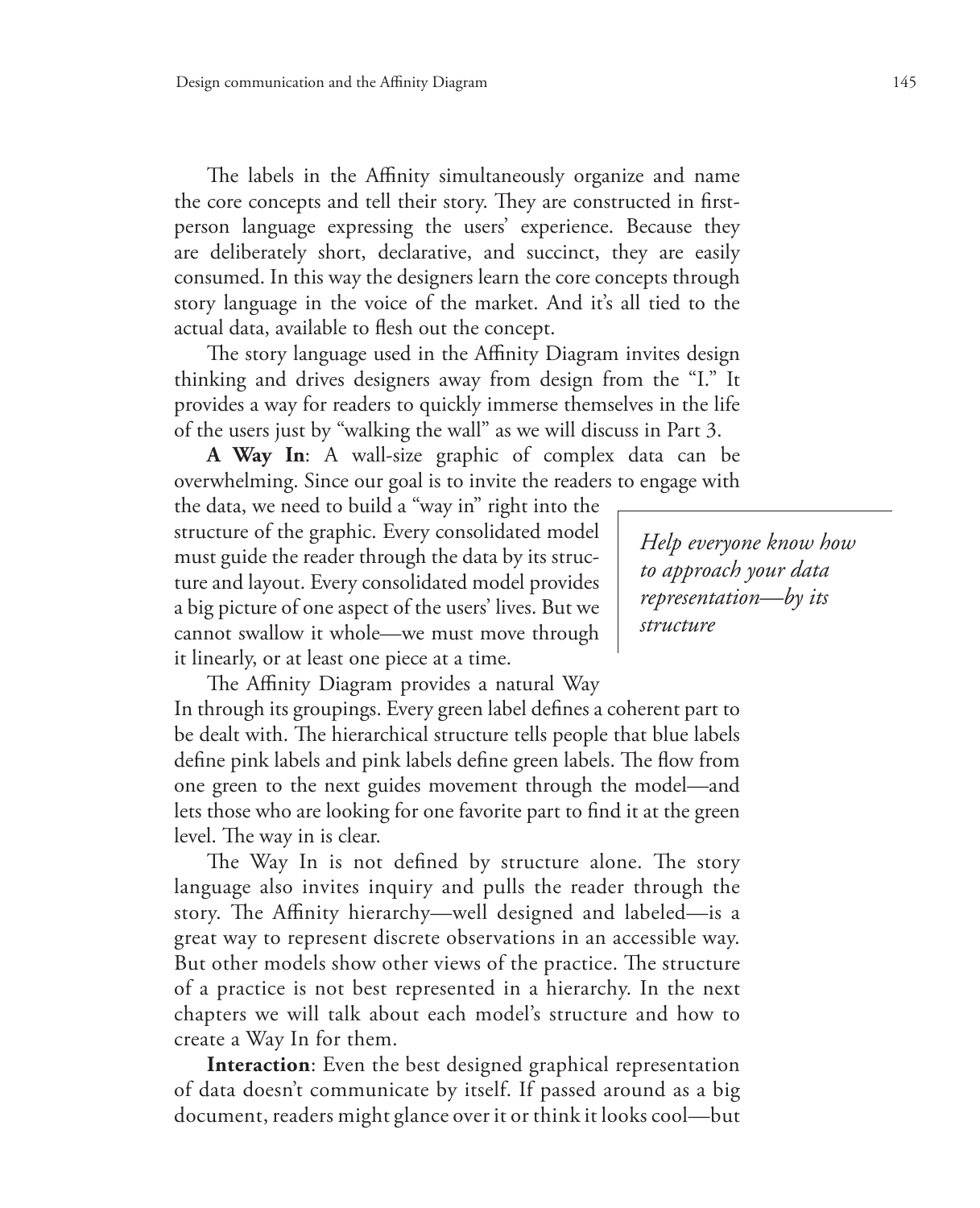The labels in the Affinity simultaneously organize and name the core concepts and tell their story. They are constructed in first-person language expressing the users' experience. Because they are deliberately short, declarative, and succinct, they are easily consumed. In this way the designers learn the core concepts through story language in the voice of the market. And it's all tied to the actual data, available to flesh out the concept.

The story language used in the Affinity Diagram invites design thinking and drives designers away from design from the "I." It provides a way for readers to quickly immerse themselves in the life of the users just by "walking the wall" as we will discuss in Part 3.

**A Way In**: A wall-size graphic of complex data can be overwhelming. Since our goal is to invite the readers to engage with the data, we need to build a "way in" right into the structure of the graphic. Every consolidated model must guide the reader through the data by its structure and layout. Every consolidated model provides a big picture of one aspect of the users' lives. But we cannot swallow it whole—we must move through it linearly, or at least one piece at a time.

> *Help everyone know how to approach your data representation—by its structure*

The Affinity Diagram provides a natural Way In through its groupings. Every green label defines a coherent part to be dealt with. The hierarchical structure tells people that blue labels define pink labels and pink labels define green labels. The flow from one green to the next guides movement through the model—and lets those who are looking for one favorite part to find it at the green level. The way in is clear.

The Way In is not defined by structure alone. The story language also invites inquiry and pulls the reader through the story. The Affinity hierarchy—well designed and labeled—is a great way to represent discrete observations in an accessible way. But other models show other views of the practice. The structure of a practice is not best represented in a hierarchy. In the next chapters we will talk about each model's structure and how to create a Way In for them.

**Interaction**: Even the best designed graphical representation of data doesn't communicate by itself. If passed around as a big document, readers might glance over it or think it looks cool—but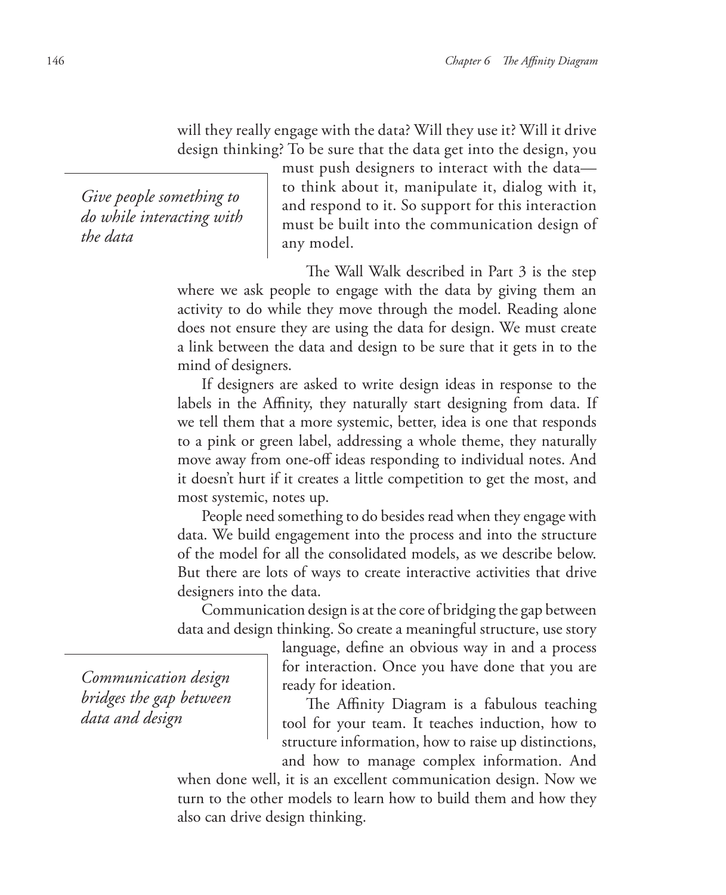will they really engage with the data? Will they use it? Will it drive design thinking? To be sure that the data get into the design, you must push designers to interact with the data—to think about it, manipulate it, dialog with it, and respond to it. So support for this interaction must be built into the communication design of any model.

*Give people something to do while interacting with the data*

The Wall Walk described in Part 3 is the step where we ask people to engage with the data by giving them an activity to do while they move through the model. Reading alone does not ensure they are using the data for design. We must create a link between the data and design to be sure that it gets in to the mind of designers.

If designers are asked to write design ideas in response to the labels in the Affinity, they naturally start designing from data. If we tell them that a more systemic, better, idea is one that responds to a pink or green label, addressing a whole theme, they naturally move away from one-off ideas responding to individual notes. And it doesn't hurt if it creates a little competition to get the most, and most systemic, notes up.

People need something to do besides read when they engage with data. We build engagement into the process and into the structure of the model for all the consolidated models, as we describe below. But there are lots of ways to create interactive activities that drive designers into the data.

Communication design is at the core of bridging the gap between data and design thinking. So create a meaningful structure, use story language, define an obvious way in and a process for interaction. Once you have done that you are ready for ideation.

*Communication design bridges the gap between data and design*

The Affinity Diagram is a fabulous teaching tool for your team. It teaches induction, how to structure information, how to raise up distinctions, and how to manage complex information. And when done well, it is an excellent communication design. Now we turn to the other models to learn how to build them and how they also can drive design thinking.